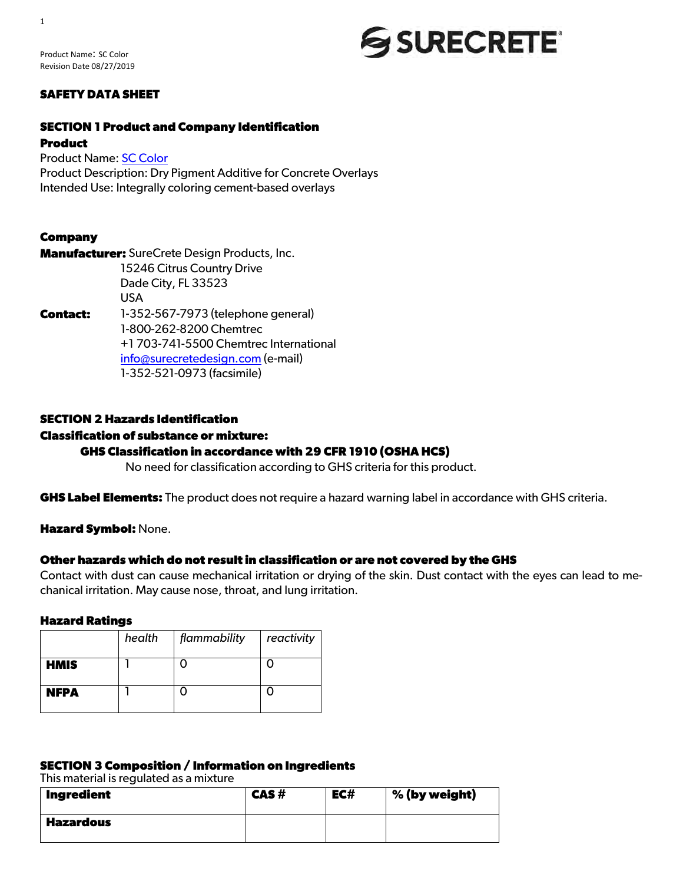Product Name: SC Color
Revision Date 08/27/2019

SURECRETE

# SAFETY DATA SHEET

## SECTION 1 Product and Company Identification

### Product

Product Name: SC Color
Product Description: Dry Pigment Additive for Concrete Overlays
Intended Use: Integrally coloring cement-based overlays

### Company

**Manufacturer:** SureCrete Design Products, Inc.
15246 Citrus Country Drive
Dade City, FL 33523
USA

**Contact:** 1-352-567-7973 (telephone general)
1-800-262-8200 Chemtrec
+1 703-741-5500 Chemtrec International
info@surecretedesign.com (e-mail)
1-352-521-0973 (facsimile)

## SECTION 2 Hazards Identification

### Classification of substance or mixture:

#### GHS Classification in accordance with 29 CFR 1910 (OSHA HCS)

No need for classification according to GHS criteria for this product.

**GHS Label Elements:** The product does not require a hazard warning label in accordance with GHS criteria.

**Hazard Symbol:** None.

### Other hazards which do not result in classification or are not covered by the GHS

Contact with dust can cause mechanical irritation or drying of the skin. Dust contact with the eyes can lead to mechanical irritation. May cause nose, throat, and lung irritation.

### Hazard Ratings

| | *health* | *flammability* | *reactivity* |
|---|---|---|---|
| **HMIS** | 1 | 0 | 0 |
| **NFPA** | 1 | 0 | 0 |

## SECTION 3 Composition / Information on Ingredients

This material is regulated as a mixture

| Ingredient | CAS # | EC# | % (by weight) |
|---|---|---|---|
| **Hazardous** | | | |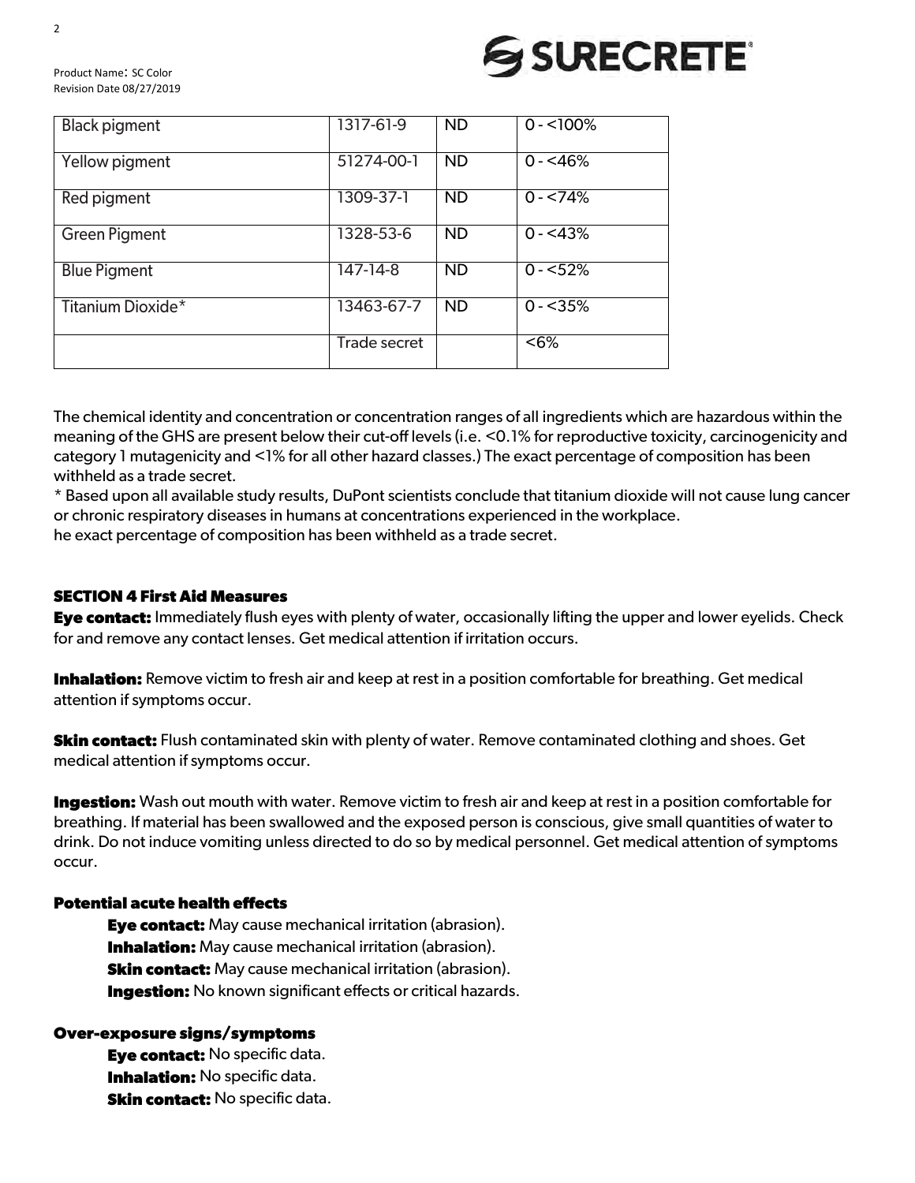| Black pigment | 1317-61-9 | ND | 0 - <100% |
|---|---|---|---|
| Yellow pigment | 51274-00-1 | ND | 0 - <46% |
| Red pigment | 1309-37-1 | ND | 0 - <74% |
| Green Pigment | 1328-53-6 | ND | 0 - <43% |
| Blue Pigment | 147-14-8 | ND | 0 - <52% |
| Titanium Dioxide* | 13463-67-7 | ND | 0 - <35% |
| | Trade secret | | <6% |

The chemical identity and concentration or concentration ranges of all ingredients which are hazardous within the meaning of the GHS are present below their cut-off levels (i.e. <0.1% for reproductive toxicity, carcinogenicity and category 1 mutagenicity and <1% for all other hazard classes.) The exact percentage of composition has been withheld as a trade secret.

* Based upon all available study results, DuPont scientists conclude that titanium dioxide will not cause lung cancer or chronic respiratory diseases in humans at concentrations experienced in the workplace.

he exact percentage of composition has been withheld as a trade secret.

## SECTION 4 First Aid Measures

**Eye contact:** Immediately flush eyes with plenty of water, occasionally lifting the upper and lower eyelids. Check for and remove any contact lenses. Get medical attention if irritation occurs.

**Inhalation:** Remove victim to fresh air and keep at rest in a position comfortable for breathing. Get medical attention if symptoms occur.

**Skin contact:** Flush contaminated skin with plenty of water. Remove contaminated clothing and shoes. Get medical attention if symptoms occur.

**Ingestion:** Wash out mouth with water. Remove victim to fresh air and keep at rest in a position comfortable for breathing. If material has been swallowed and the exposed person is conscious, give small quantities of water to drink. Do not induce vomiting unless directed to do so by medical personnel. Get medical attention of symptoms occur.

### Potential acute health effects

**Eye contact:** May cause mechanical irritation (abrasion).
**Inhalation:** May cause mechanical irritation (abrasion).
**Skin contact:** May cause mechanical irritation (abrasion).
**Ingestion:** No known significant effects or critical hazards.

### Over-exposure signs/symptoms

**Eye contact:** No specific data.
**Inhalation:** No specific data.
**Skin contact:** No specific data.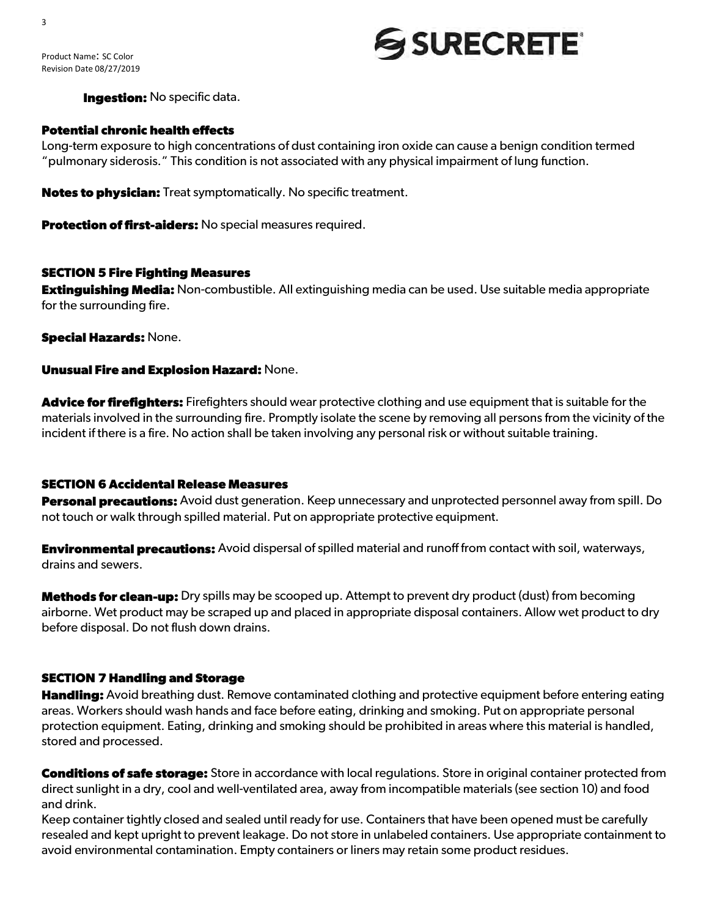**Ingestion:** No specific data.

**Potential chronic health effects**

Long-term exposure to high concentrations of dust containing iron oxide can cause a benign condition termed "pulmonary siderosis." This condition is not associated with any physical impairment of lung function.

**Notes to physician:** Treat symptomatically. No specific treatment.

**Protection of first-aiders:** No special measures required.

## SECTION 5 Fire Fighting Measures

**Extinguishing Media:** Non-combustible. All extinguishing media can be used. Use suitable media appropriate for the surrounding fire.

**Special Hazards:** None.

**Unusual Fire and Explosion Hazard:** None.

**Advice for firefighters:** Firefighters should wear protective clothing and use equipment that is suitable for the materials involved in the surrounding fire. Promptly isolate the scene by removing all persons from the vicinity of the incident if there is a fire. No action shall be taken involving any personal risk or without suitable training.

## SECTION 6 Accidental Release Measures

**Personal precautions:** Avoid dust generation. Keep unnecessary and unprotected personnel away from spill. Do not touch or walk through spilled material. Put on appropriate protective equipment.

**Environmental precautions:** Avoid dispersal of spilled material and runoff from contact with soil, waterways, drains and sewers.

**Methods for clean-up:** Dry spills may be scooped up. Attempt to prevent dry product (dust) from becoming airborne. Wet product may be scraped up and placed in appropriate disposal containers. Allow wet product to dry before disposal. Do not flush down drains.

## SECTION 7 Handling and Storage

**Handling:** Avoid breathing dust. Remove contaminated clothing and protective equipment before entering eating areas. Workers should wash hands and face before eating, drinking and smoking. Put on appropriate personal protection equipment. Eating, drinking and smoking should be prohibited in areas where this material is handled, stored and processed.

**Conditions of safe storage:** Store in accordance with local regulations. Store in original container protected from direct sunlight in a dry, cool and well-ventilated area, away from incompatible materials (see section 10) and food and drink.

Keep container tightly closed and sealed until ready for use. Containers that have been opened must be carefully resealed and kept upright to prevent leakage. Do not store in unlabeled containers. Use appropriate containment to avoid environmental contamination. Empty containers or liners may retain some product residues.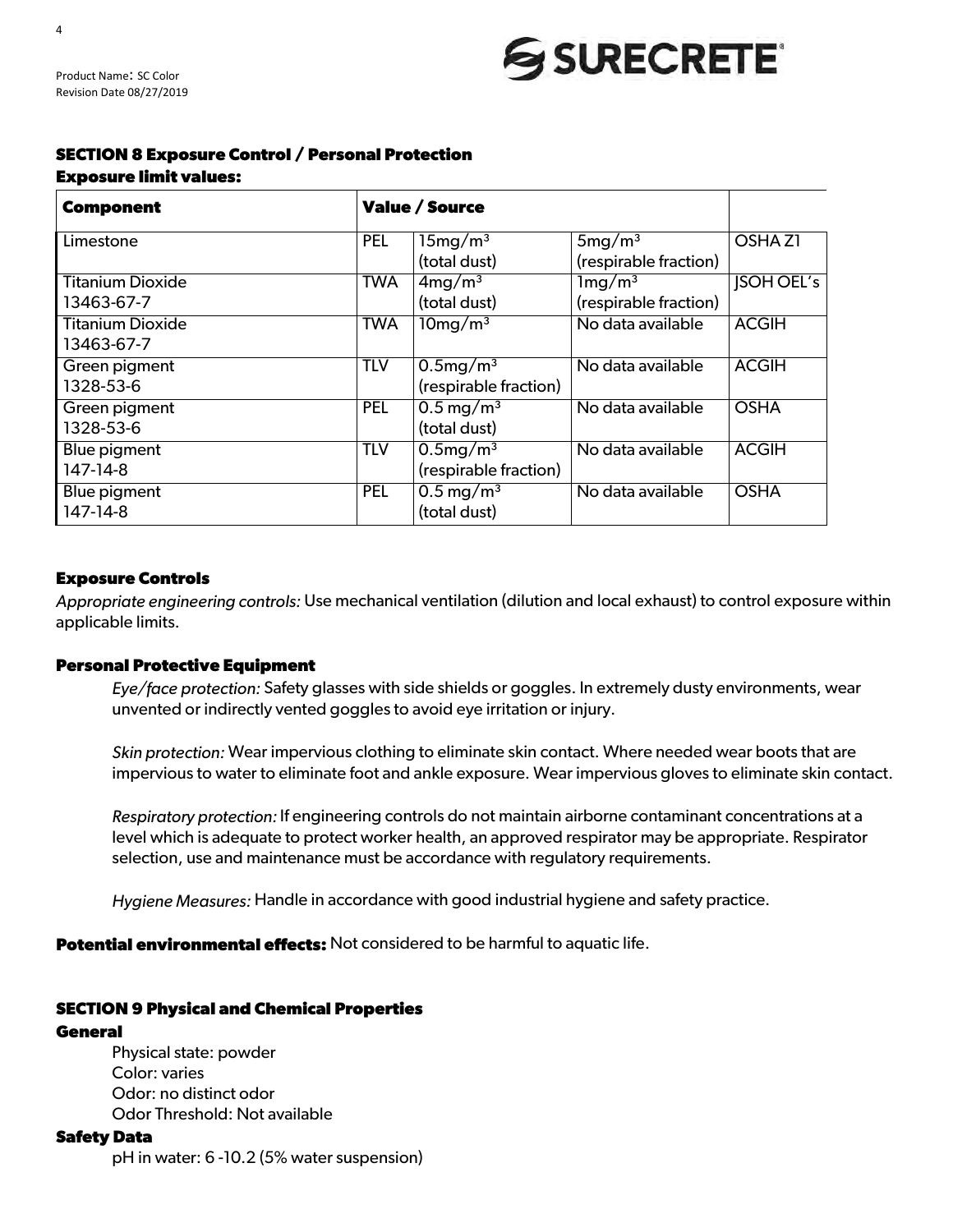## SECTION 8 Exposure Control / Personal Protection

### Exposure limit values:

| Component | Value / Source | | | |
|---|---|---|---|---|
| Limestone | PEL | 15mg/m³ (total dust) | 5mg/m³ (respirable fraction) | OSHA Z1 |
| Titanium Dioxide 13463-67-7 | TWA | 4mg/m³ (total dust) | 1mg/m³ (respirable fraction) | JSOH OEL's |
| Titanium Dioxide 13463-67-7 | TWA | 10mg/m³ | No data available | ACGIH |
| Green pigment 1328-53-6 | TLV | 0.5mg/m³ (respirable fraction) | No data available | ACGIH |
| Green pigment 1328-53-6 | PEL | 0.5 mg/m³ (total dust) | No data available | OSHA |
| Blue pigment 147-14-8 | TLV | 0.5mg/m³ (respirable fraction) | No data available | ACGIH |
| Blue pigment 147-14-8 | PEL | 0.5 mg/m³ (total dust) | No data available | OSHA |

### Exposure Controls

*Appropriate engineering controls:* Use mechanical ventilation (dilution and local exhaust) to control exposure within applicable limits.

### Personal Protective Equipment

*Eye/face protection:* Safety glasses with side shields or goggles. In extremely dusty environments, wear unvented or indirectly vented goggles to avoid eye irritation or injury.

*Skin protection:* Wear impervious clothing to eliminate skin contact. Where needed wear boots that are impervious to water to eliminate foot and ankle exposure. Wear impervious gloves to eliminate skin contact.

*Respiratory protection:* If engineering controls do not maintain airborne contaminant concentrations at a level which is adequate to protect worker health, an approved respirator may be appropriate. Respirator selection, use and maintenance must be accordance with regulatory requirements.

*Hygiene Measures:* Handle in accordance with good industrial hygiene and safety practice.

**Potential environmental effects:** Not considered to be harmful to aquatic life.

## SECTION 9 Physical and Chemical Properties

### General

Physical state: powder
Color: varies
Odor: no distinct odor
Odor Threshold: Not available

### Safety Data

pH in water: 6 -10.2 (5% water suspension)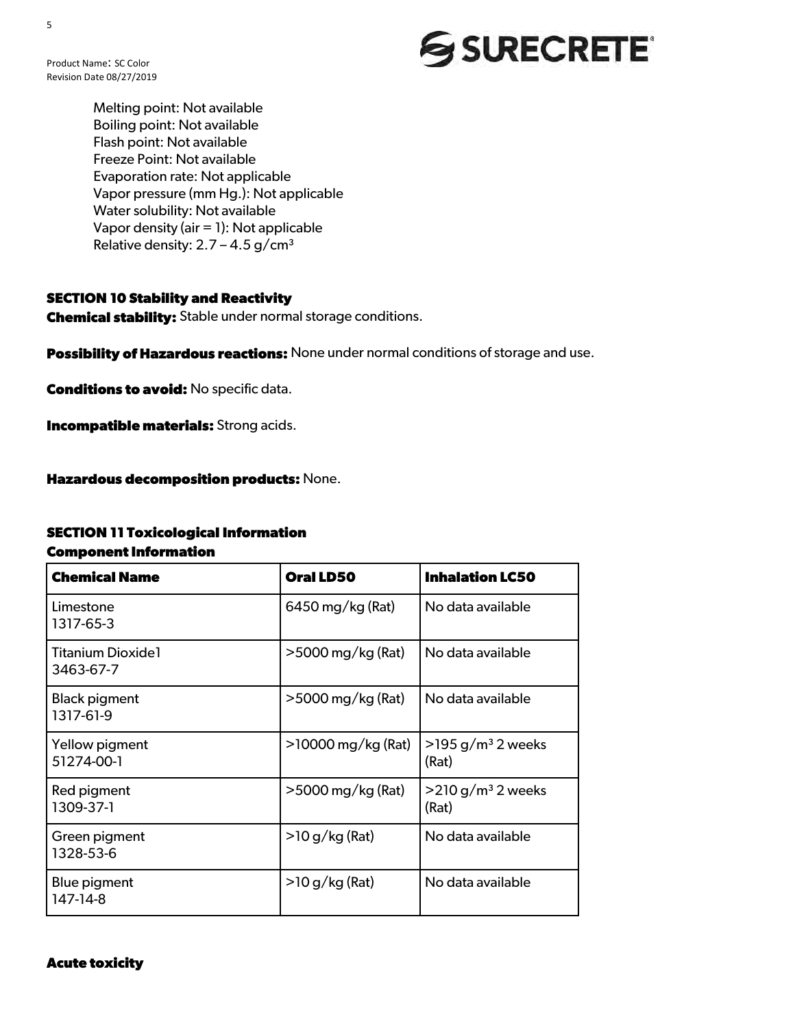Melting point: Not available
Boiling point: Not available
Flash point: Not available
Freeze Point: Not available
Evaporation rate: Not applicable
Vapor pressure (mm Hg.): Not applicable
Water solubility: Not available
Vapor density (air = 1): Not applicable
Relative density: 2.7 – 4.5 g/cm$^3$

## SECTION 10 Stability and Reactivity

**Chemical stability:** Stable under normal storage conditions.

**Possibility of Hazardous reactions:** None under normal conditions of storage and use.

**Conditions to avoid:** No specific data.

**Incompatible materials:** Strong acids.

**Hazardous decomposition products:** None.

## SECTION 11 Toxicological Information

### Component Information

| Chemical Name | Oral LD50 | Inhalation LC50 |
| --- | --- | --- |
| Limestone 1317-65-3 | 6450 mg/kg (Rat) | No data available |
| Titanium Dioxide1 3463-67-7 | >5000 mg/kg (Rat) | No data available |
| Black pigment 1317-61-9 | >5000 mg/kg (Rat) | No data available |
| Yellow pigment 51274-00-1 | >10000 mg/kg (Rat) | >195 g/m$^3$ 2 weeks (Rat) |
| Red pigment 1309-37-1 | >5000 mg/kg (Rat) | >210 g/m$^3$ 2 weeks (Rat) |
| Green pigment 1328-53-6 | >10 g/kg (Rat) | No data available |
| Blue pigment 147-14-8 | >10 g/kg (Rat) | No data available |

### Acute toxicity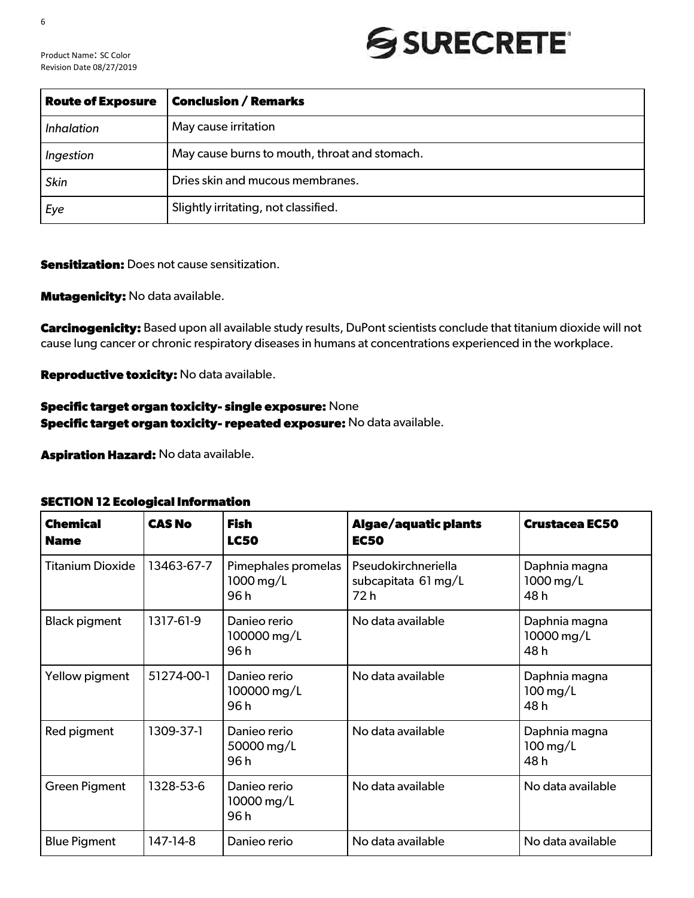| Route of Exposure | Conclusion / Remarks |
|---|---|
| *Inhalation* | May cause irritation |
| *Ingestion* | May cause burns to mouth, throat and stomach. |
| *Skin* | Dries skin and mucous membranes. |
| *Eye* | Slightly irritating, not classified. |

**Sensitization:** Does not cause sensitization.

**Mutagenicity:** No data available.

**Carcinogenicity:** Based upon all available study results, DuPont scientists conclude that titanium dioxide will not cause lung cancer or chronic respiratory diseases in humans at concentrations experienced in the workplace.

**Reproductive toxicity:** No data available.

**Specific target organ toxicity- single exposure:** None
**Specific target organ toxicity- repeated exposure:** No data available.

**Aspiration Hazard:** No data available.

## SECTION 12 Ecological Information

| Chemical Name | CAS No | Fish LC50 | Algae/aquatic plants EC50 | Crustacea EC50 |
|---|---|---|---|---|
| Titanium Dioxide | 13463-67-7 | Pimephales promelas 1000 mg/L 96 h | Pseudokirchneriella subcapitata 61 mg/L 72 h | Daphnia magna 1000 mg/L 48 h |
| Black pigment | 1317-61-9 | Danieo rerio 100000 mg/L 96 h | No data available | Daphnia magna 10000 mg/L 48 h |
| Yellow pigment | 51274-00-1 | Danieo rerio 100000 mg/L 96 h | No data available | Daphnia magna 100 mg/L 48 h |
| Red pigment | 1309-37-1 | Danieo rerio 50000 mg/L 96 h | No data available | Daphnia magna 100 mg/L 48 h |
| Green Pigment | 1328-53-6 | Danieo rerio 10000 mg/L 96 h | No data available | No data available |
| Blue Pigment | 147-14-8 | Danieo rerio | No data available | No data available |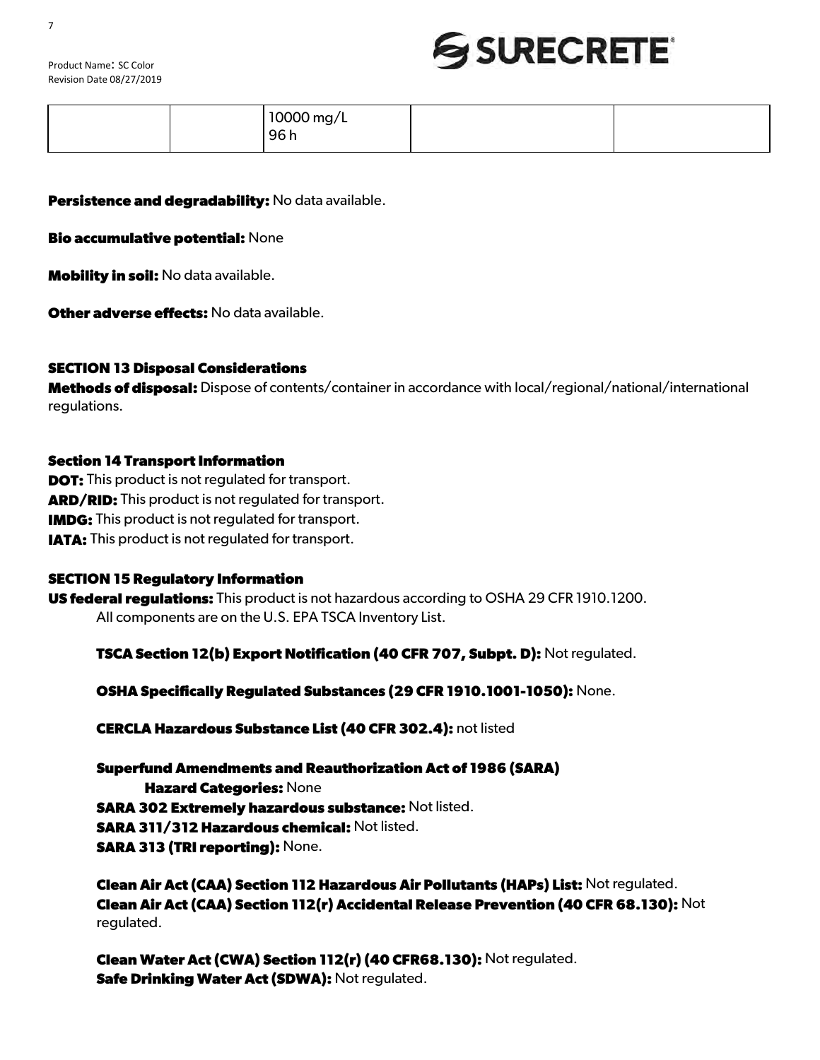| | | 10000 mg/L 96 h | | |
|---|---|---|---|---|

**Persistence and degradability:** No data available.

**Bio accumulative potential:** None

**Mobility in soil:** No data available.

**Other adverse effects:** No data available.

## SECTION 13 Disposal Considerations

**Methods of disposal:** Dispose of contents/container in accordance with local/regional/national/international regulations.

## Section 14 Transport Information

**DOT:** This product is not regulated for transport.
**ARD/RID:** This product is not regulated for transport.
**IMDG:** This product is not regulated for transport.
**IATA:** This product is not regulated for transport.

## SECTION 15 Regulatory Information

**US federal regulations:** This product is not hazardous according to OSHA 29 CFR 1910.1200.
All components are on the U.S. EPA TSCA Inventory List.

**TSCA Section 12(b) Export Notification (40 CFR 707, Subpt. D):** Not regulated.

**OSHA Specifically Regulated Substances (29 CFR 1910.1001-1050):** None.

**CERCLA Hazardous Substance List (40 CFR 302.4):** not listed

**Superfund Amendments and Reauthorization Act of 1986 (SARA)**
**Hazard Categories:** None
**SARA 302 Extremely hazardous substance:** Not listed.
**SARA 311/312 Hazardous chemical:** Not listed.
**SARA 313 (TRI reporting):** None.

**Clean Air Act (CAA) Section 112 Hazardous Air Pollutants (HAPs) List:** Not regulated.
**Clean Air Act (CAA) Section 112(r) Accidental Release Prevention (40 CFR 68.130):** Not regulated.

**Clean Water Act (CWA) Section 112(r) (40 CFR68.130):** Not regulated.
**Safe Drinking Water Act (SDWA):** Not regulated.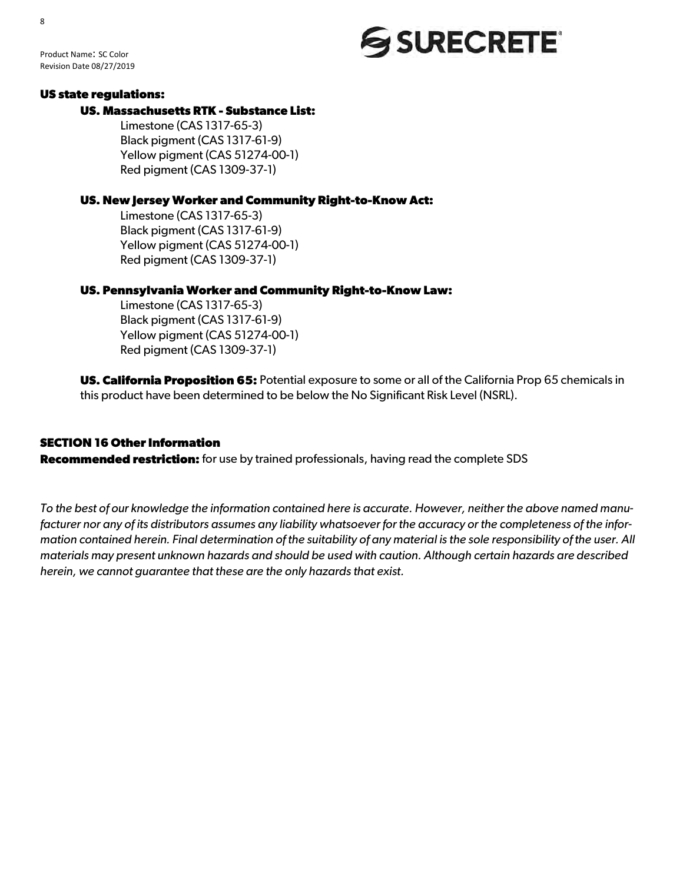### US state regulations:

#### US. Massachusetts RTK - Substance List:

Limestone (CAS 1317-65-3)
Black pigment (CAS 1317-61-9)
Yellow pigment (CAS 51274-00-1)
Red pigment (CAS 1309-37-1)

#### US. New Jersey Worker and Community Right-to-Know Act:

Limestone (CAS 1317-65-3)
Black pigment (CAS 1317-61-9)
Yellow pigment (CAS 51274-00-1)
Red pigment (CAS 1309-37-1)

#### US. Pennsylvania Worker and Community Right-to-Know Law:

Limestone (CAS 1317-65-3)
Black pigment (CAS 1317-61-9)
Yellow pigment (CAS 51274-00-1)
Red pigment (CAS 1309-37-1)

**US. California Proposition 65:** Potential exposure to some or all of the California Prop 65 chemicals in this product have been determined to be below the No Significant Risk Level (NSRL).

## SECTION 16 Other Information

**Recommended restriction:** for use by trained professionals, having read the complete SDS

*To the best of our knowledge the information contained here is accurate. However, neither the above named manufacturer nor any of its distributors assumes any liability whatsoever for the accuracy or the completeness of the information contained herein. Final determination of the suitability of any material is the sole responsibility of the user. All materials may present unknown hazards and should be used with caution. Although certain hazards are described herein, we cannot guarantee that these are the only hazards that exist.*